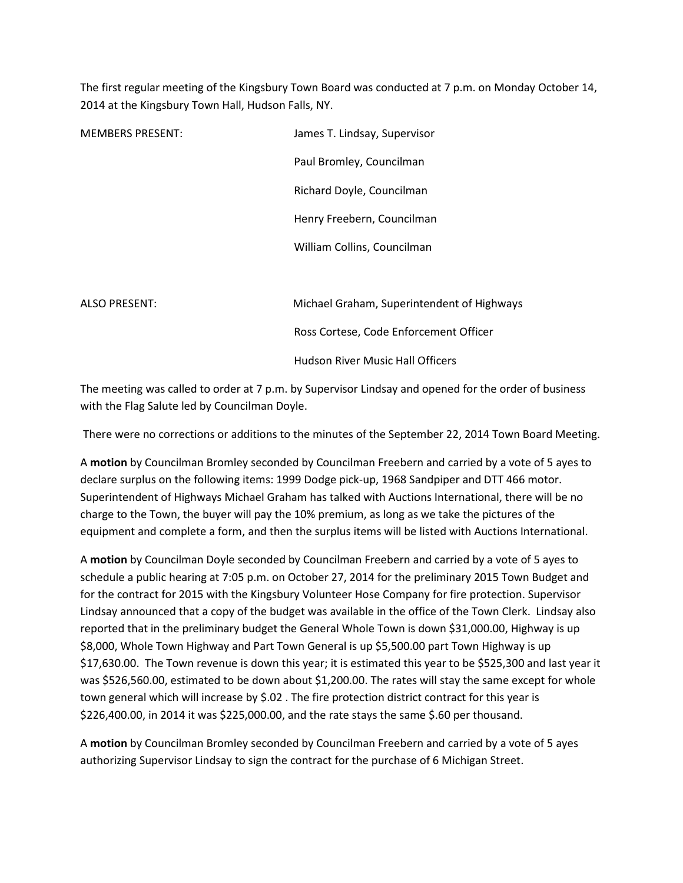The first regular meeting of the Kingsbury Town Board was conducted at 7 p.m. on Monday October 14, 2014 at the Kingsbury Town Hall, Hudson Falls, NY.

| | |
|---|---|
| MEMBERS PRESENT: | James T. Lindsay, Supervisor |
| | Paul Bromley, Councilman |
| | Richard Doyle, Councilman |
| | Henry Freebern, Councilman |
| | William Collins, Councilman |
| ALSO PRESENT: | Michael Graham, Superintendent of Highways |
| | Ross Cortese, Code Enforcement Officer |
| | Hudson River Music Hall Officers |

The meeting was called to order at 7 p.m. by Supervisor Lindsay and opened for the order of business with the Flag Salute led by Councilman Doyle.

There were no corrections or additions to the minutes of the September 22, 2014 Town Board Meeting.

A **motion** by Councilman Bromley seconded by Councilman Freebern and carried by a vote of 5 ayes to declare surplus on the following items: 1999 Dodge pick-up, 1968 Sandpiper and DTT 466 motor. Superintendent of Highways Michael Graham has talked with Auctions International, there will be no charge to the Town, the buyer will pay the 10% premium, as long as we take the pictures of the equipment and complete a form, and then the surplus items will be listed with Auctions International.

A **motion** by Councilman Doyle seconded by Councilman Freebern and carried by a vote of 5 ayes to schedule a public hearing at 7:05 p.m. on October 27, 2014 for the preliminary 2015 Town Budget and for the contract for 2015 with the Kingsbury Volunteer Hose Company for fire protection. Supervisor Lindsay announced that a copy of the budget was available in the office of the Town Clerk. Lindsay also reported that in the preliminary budget the General Whole Town is down $31,000.00, Highway is up $8,000, Whole Town Highway and Part Town General is up $5,500.00 part Town Highway is up $17,630.00. The Town revenue is down this year; it is estimated this year to be $525,300 and last year it was $526,560.00, estimated to be down about $1,200.00. The rates will stay the same except for whole town general which will increase by $.02 . The fire protection district contract for this year is $226,400.00, in 2014 it was $225,000.00, and the rate stays the same $.60 per thousand.

A **motion** by Councilman Bromley seconded by Councilman Freebern and carried by a vote of 5 ayes authorizing Supervisor Lindsay to sign the contract for the purchase of 6 Michigan Street.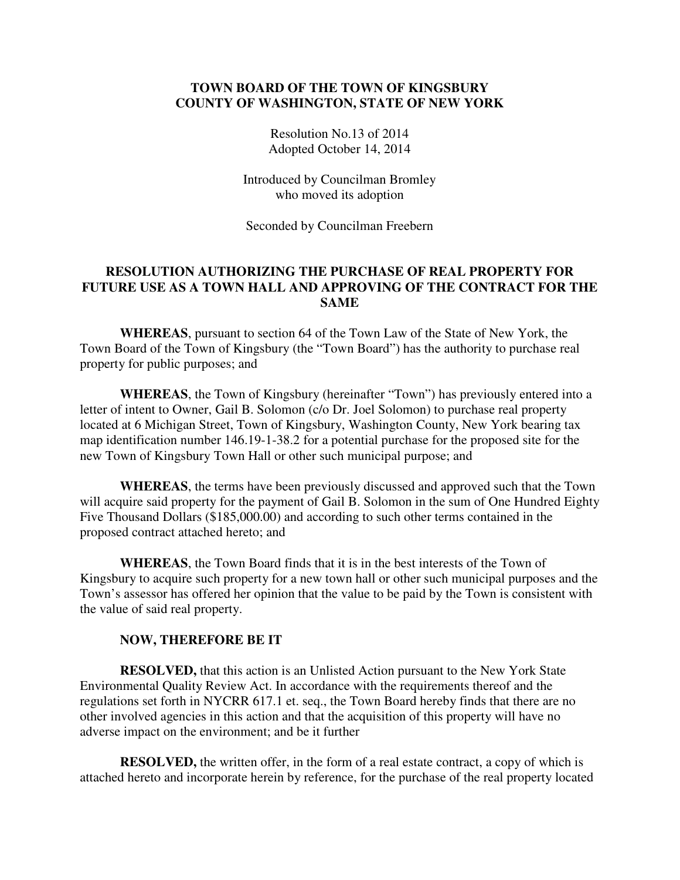**TOWN BOARD OF THE TOWN OF KINGSBURY**
**COUNTY OF WASHINGTON, STATE OF NEW YORK**

Resolution No.13 of 2014
Adopted October 14, 2014

Introduced by Councilman Bromley
who moved its adoption

Seconded by Councilman Freebern

## RESOLUTION AUTHORIZING THE PURCHASE OF REAL PROPERTY FOR FUTURE USE AS A TOWN HALL AND APPROVING OF THE CONTRACT FOR THE SAME

**WHEREAS**, pursuant to section 64 of the Town Law of the State of New York, the Town Board of the Town of Kingsbury (the "Town Board") has the authority to purchase real property for public purposes; and

**WHEREAS**, the Town of Kingsbury (hereinafter "Town") has previously entered into a letter of intent to Owner, Gail B. Solomon (c/o Dr. Joel Solomon) to purchase real property located at 6 Michigan Street, Town of Kingsbury, Washington County, New York bearing tax map identification number 146.19-1-38.2 for a potential purchase for the proposed site for the new Town of Kingsbury Town Hall or other such municipal purpose; and

**WHEREAS**, the terms have been previously discussed and approved such that the Town will acquire said property for the payment of Gail B. Solomon in the sum of One Hundred Eighty Five Thousand Dollars ($185,000.00) and according to such other terms contained in the proposed contract attached hereto; and

**WHEREAS**, the Town Board finds that it is in the best interests of the Town of Kingsbury to acquire such property for a new town hall or other such municipal purposes and the Town's assessor has offered her opinion that the value to be paid by the Town is consistent with the value of said real property.

**NOW, THEREFORE BE IT**

**RESOLVED,** that this action is an Unlisted Action pursuant to the New York State Environmental Quality Review Act. In accordance with the requirements thereof and the regulations set forth in NYCRR 617.1 et. seq., the Town Board hereby finds that there are no other involved agencies in this action and that the acquisition of this property will have no adverse impact on the environment; and be it further

**RESOLVED,** the written offer, in the form of a real estate contract, a copy of which is attached hereto and incorporate herein by reference, for the purchase of the real property located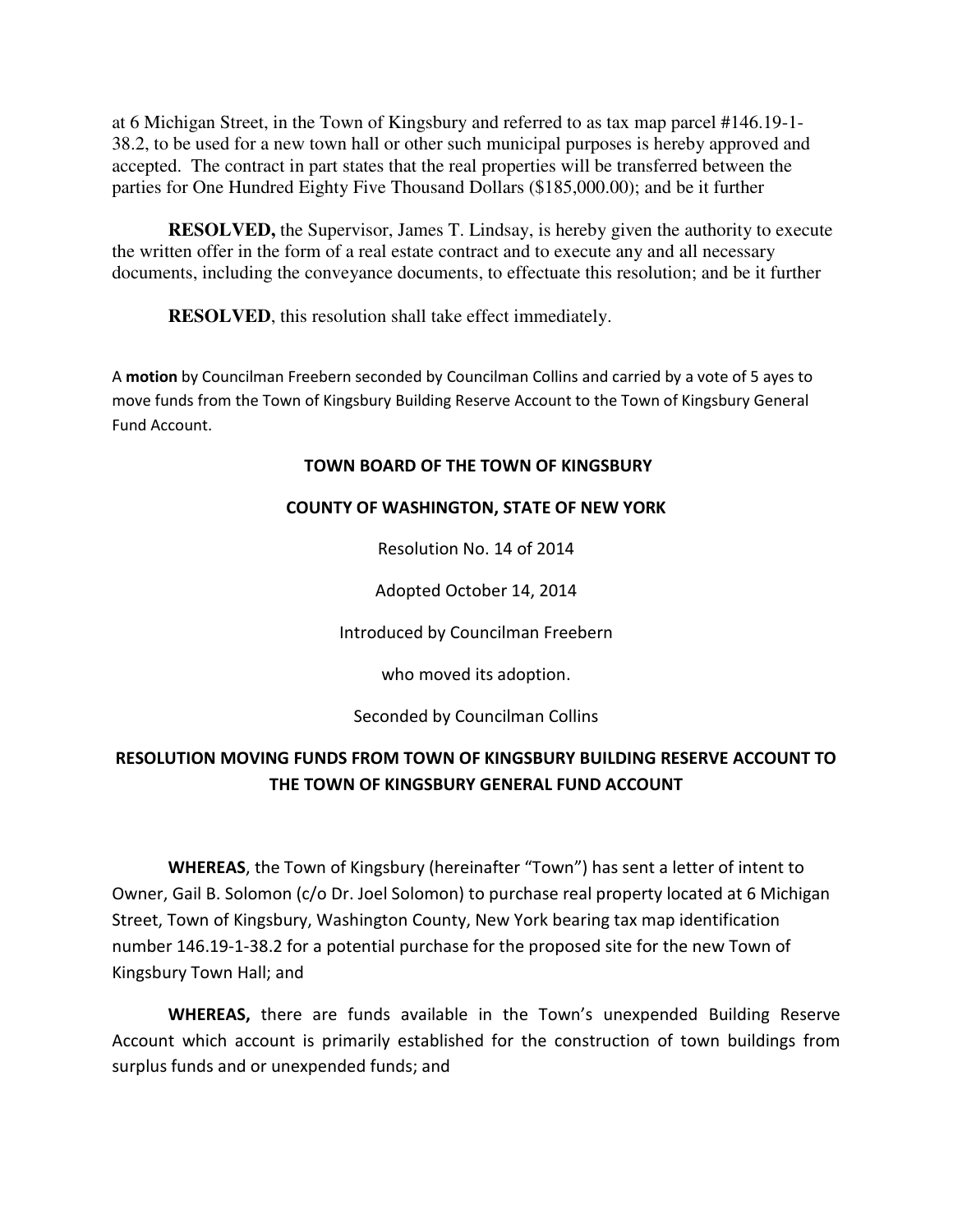at 6 Michigan Street, in the Town of Kingsbury and referred to as tax map parcel #146.19-1-38.2, to be used for a new town hall or other such municipal purposes is hereby approved and accepted. The contract in part states that the real properties will be transferred between the parties for One Hundred Eighty Five Thousand Dollars ($185,000.00); and be it further

**RESOLVED,** the Supervisor, James T. Lindsay, is hereby given the authority to execute the written offer in the form of a real estate contract and to execute any and all necessary documents, including the conveyance documents, to effectuate this resolution; and be it further

**RESOLVED**, this resolution shall take effect immediately.

A **motion** by Councilman Freebern seconded by Councilman Collins and carried by a vote of 5 ayes to move funds from the Town of Kingsbury Building Reserve Account to the Town of Kingsbury General Fund Account.

**TOWN BOARD OF THE TOWN OF KINGSBURY**

**COUNTY OF WASHINGTON, STATE OF NEW YORK**

Resolution No. 14 of 2014

Adopted October 14, 2014

Introduced by Councilman Freebern

who moved its adoption.

Seconded by Councilman Collins

**RESOLUTION MOVING FUNDS FROM TOWN OF KINGSBURY BUILDING RESERVE ACCOUNT TO THE TOWN OF KINGSBURY GENERAL FUND ACCOUNT**

**WHEREAS**, the Town of Kingsbury (hereinafter "Town") has sent a letter of intent to Owner, Gail B. Solomon (c/o Dr. Joel Solomon) to purchase real property located at 6 Michigan Street, Town of Kingsbury, Washington County, New York bearing tax map identification number 146.19-1-38.2 for a potential purchase for the proposed site for the new Town of Kingsbury Town Hall; and

**WHEREAS,** there are funds available in the Town's unexpended Building Reserve Account which account is primarily established for the construction of town buildings from surplus funds and or unexpended funds; and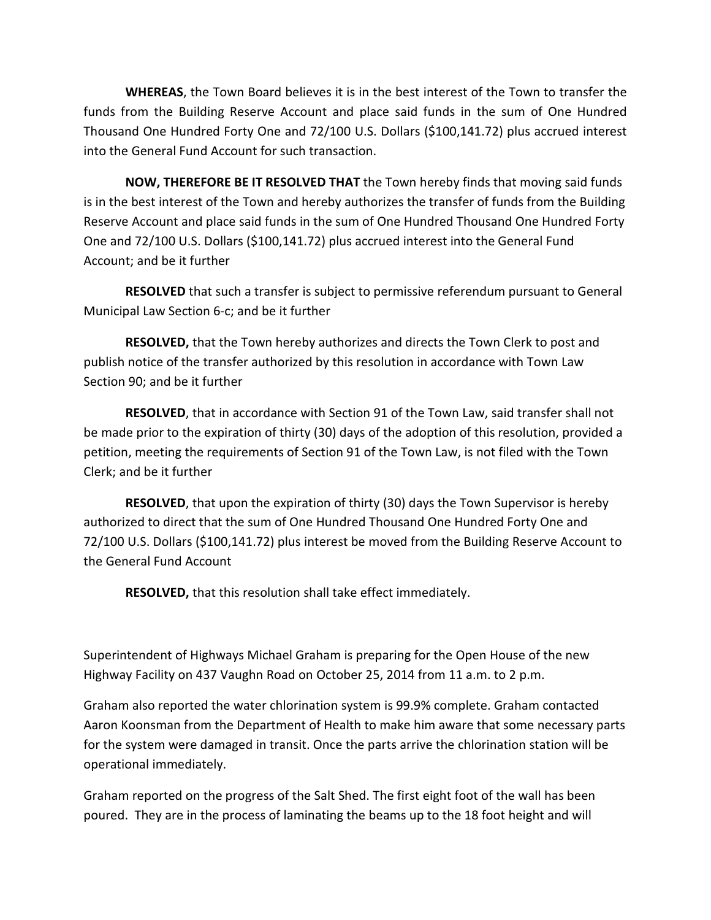**WHEREAS**, the Town Board believes it is in the best interest of the Town to transfer the funds from the Building Reserve Account and place said funds in the sum of One Hundred Thousand One Hundred Forty One and 72/100 U.S. Dollars ($100,141.72) plus accrued interest into the General Fund Account for such transaction.

**NOW, THEREFORE BE IT RESOLVED THAT** the Town hereby finds that moving said funds is in the best interest of the Town and hereby authorizes the transfer of funds from the Building Reserve Account and place said funds in the sum of One Hundred Thousand One Hundred Forty One and 72/100 U.S. Dollars ($100,141.72) plus accrued interest into the General Fund Account; and be it further

**RESOLVED** that such a transfer is subject to permissive referendum pursuant to General Municipal Law Section 6-c; and be it further

**RESOLVED,** that the Town hereby authorizes and directs the Town Clerk to post and publish notice of the transfer authorized by this resolution in accordance with Town Law Section 90; and be it further

**RESOLVED**, that in accordance with Section 91 of the Town Law, said transfer shall not be made prior to the expiration of thirty (30) days of the adoption of this resolution, provided a petition, meeting the requirements of Section 91 of the Town Law, is not filed with the Town Clerk; and be it further

**RESOLVED**, that upon the expiration of thirty (30) days the Town Supervisor is hereby authorized to direct that the sum of One Hundred Thousand One Hundred Forty One and 72/100 U.S. Dollars ($100,141.72) plus interest be moved from the Building Reserve Account to the General Fund Account

**RESOLVED,** that this resolution shall take effect immediately.

Superintendent of Highways Michael Graham is preparing for the Open House of the new Highway Facility on 437 Vaughn Road on October 25, 2014 from 11 a.m. to 2 p.m.

Graham also reported the water chlorination system is 99.9% complete. Graham contacted Aaron Koonsman from the Department of Health to make him aware that some necessary parts for the system were damaged in transit. Once the parts arrive the chlorination station will be operational immediately.

Graham reported on the progress of the Salt Shed. The first eight foot of the wall has been poured. They are in the process of laminating the beams up to the 18 foot height and will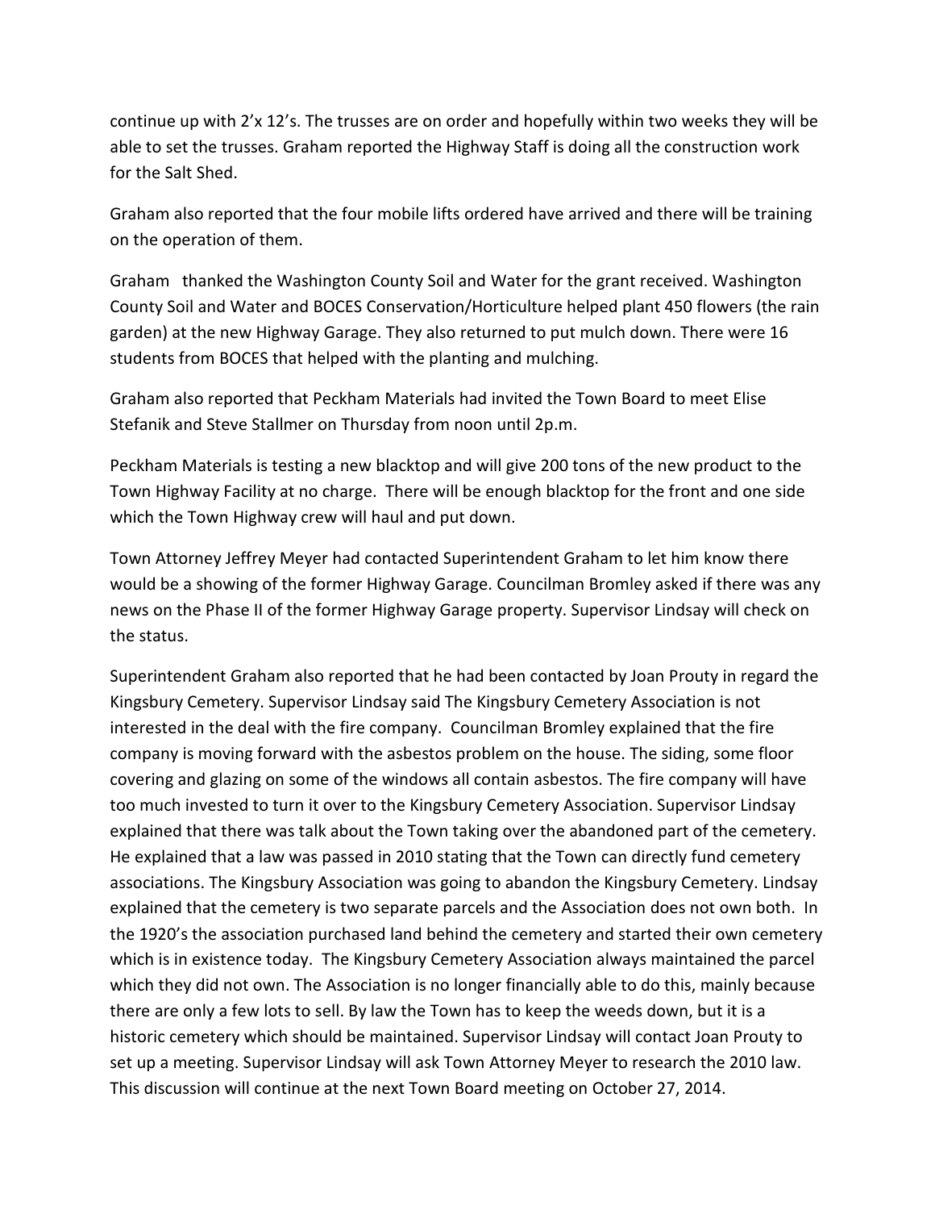continue up with 2'x 12's. The trusses are on order and hopefully within two weeks they will be able to set the trusses. Graham reported the Highway Staff is doing all the construction work for the Salt Shed.

Graham also reported that the four mobile lifts ordered have arrived and there will be training on the operation of them.

Graham thanked the Washington County Soil and Water for the grant received. Washington County Soil and Water and BOCES Conservation/Horticulture helped plant 450 flowers (the rain garden) at the new Highway Garage. They also returned to put mulch down. There were 16 students from BOCES that helped with the planting and mulching.

Graham also reported that Peckham Materials had invited the Town Board to meet Elise Stefanik and Steve Stallmer on Thursday from noon until 2p.m.

Peckham Materials is testing a new blacktop and will give 200 tons of the new product to the Town Highway Facility at no charge. There will be enough blacktop for the front and one side which the Town Highway crew will haul and put down.

Town Attorney Jeffrey Meyer had contacted Superintendent Graham to let him know there would be a showing of the former Highway Garage. Councilman Bromley asked if there was any news on the Phase II of the former Highway Garage property. Supervisor Lindsay will check on the status.

Superintendent Graham also reported that he had been contacted by Joan Prouty in regard the Kingsbury Cemetery. Supervisor Lindsay said The Kingsbury Cemetery Association is not interested in the deal with the fire company. Councilman Bromley explained that the fire company is moving forward with the asbestos problem on the house. The siding, some floor covering and glazing on some of the windows all contain asbestos. The fire company will have too much invested to turn it over to the Kingsbury Cemetery Association. Supervisor Lindsay explained that there was talk about the Town taking over the abandoned part of the cemetery. He explained that a law was passed in 2010 stating that the Town can directly fund cemetery associations. The Kingsbury Association was going to abandon the Kingsbury Cemetery. Lindsay explained that the cemetery is two separate parcels and the Association does not own both. In the 1920's the association purchased land behind the cemetery and started their own cemetery which is in existence today. The Kingsbury Cemetery Association always maintained the parcel which they did not own. The Association is no longer financially able to do this, mainly because there are only a few lots to sell. By law the Town has to keep the weeds down, but it is a historic cemetery which should be maintained. Supervisor Lindsay will contact Joan Prouty to set up a meeting. Supervisor Lindsay will ask Town Attorney Meyer to research the 2010 law. This discussion will continue at the next Town Board meeting on October 27, 2014.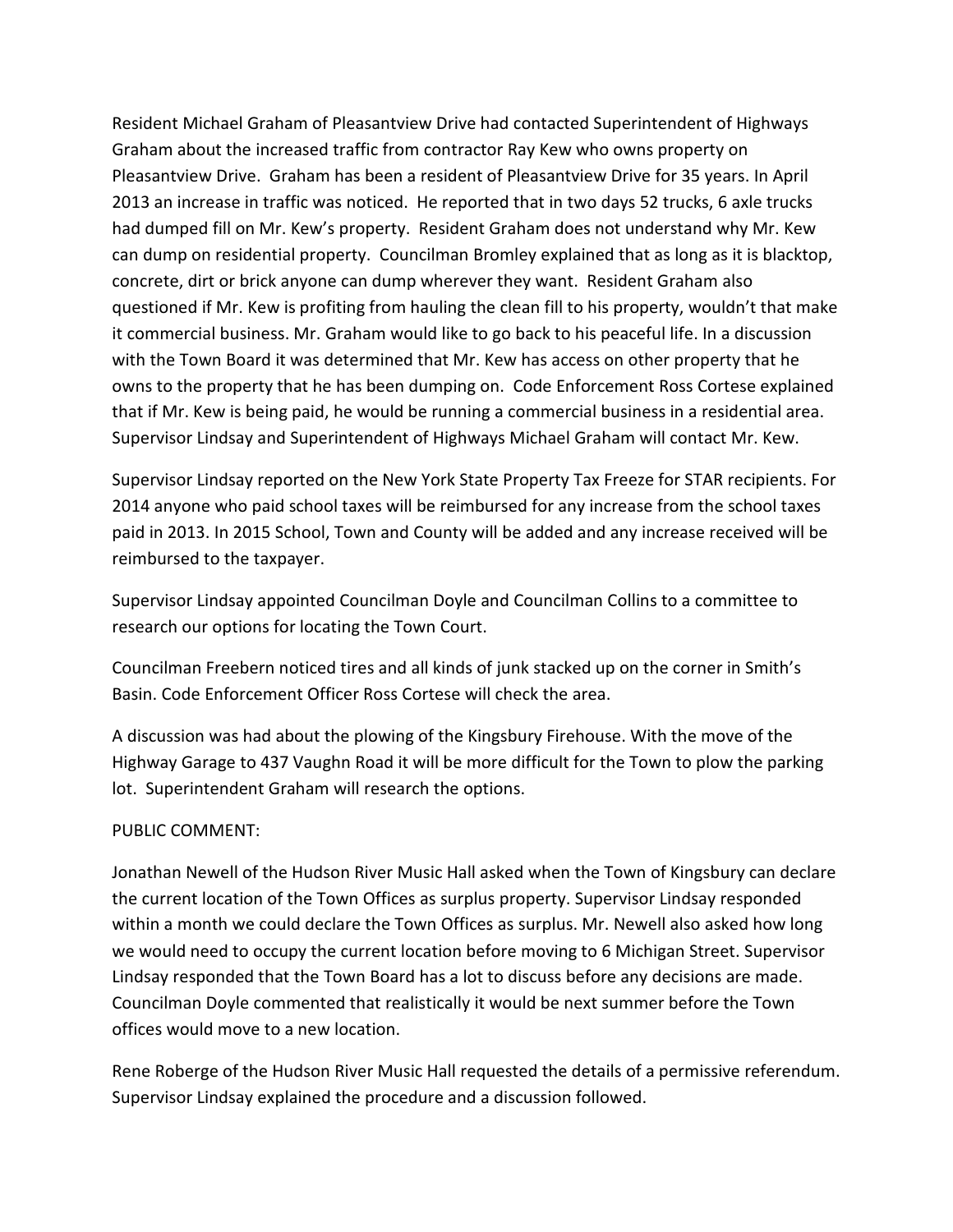Resident Michael Graham of Pleasantview Drive had contacted Superintendent of Highways Graham about the increased traffic from contractor Ray Kew who owns property on Pleasantview Drive. Graham has been a resident of Pleasantview Drive for 35 years. In April 2013 an increase in traffic was noticed. He reported that in two days 52 trucks, 6 axle trucks had dumped fill on Mr. Kew's property. Resident Graham does not understand why Mr. Kew can dump on residential property. Councilman Bromley explained that as long as it is blacktop, concrete, dirt or brick anyone can dump wherever they want. Resident Graham also questioned if Mr. Kew is profiting from hauling the clean fill to his property, wouldn't that make it commercial business. Mr. Graham would like to go back to his peaceful life. In a discussion with the Town Board it was determined that Mr. Kew has access on other property that he owns to the property that he has been dumping on. Code Enforcement Ross Cortese explained that if Mr. Kew is being paid, he would be running a commercial business in a residential area. Supervisor Lindsay and Superintendent of Highways Michael Graham will contact Mr. Kew.

Supervisor Lindsay reported on the New York State Property Tax Freeze for STAR recipients. For 2014 anyone who paid school taxes will be reimbursed for any increase from the school taxes paid in 2013. In 2015 School, Town and County will be added and any increase received will be reimbursed to the taxpayer.

Supervisor Lindsay appointed Councilman Doyle and Councilman Collins to a committee to research our options for locating the Town Court.

Councilman Freebern noticed tires and all kinds of junk stacked up on the corner in Smith's Basin. Code Enforcement Officer Ross Cortese will check the area.

A discussion was had about the plowing of the Kingsbury Firehouse. With the move of the Highway Garage to 437 Vaughn Road it will be more difficult for the Town to plow the parking lot. Superintendent Graham will research the options.

PUBLIC COMMENT:

Jonathan Newell of the Hudson River Music Hall asked when the Town of Kingsbury can declare the current location of the Town Offices as surplus property. Supervisor Lindsay responded within a month we could declare the Town Offices as surplus. Mr. Newell also asked how long we would need to occupy the current location before moving to 6 Michigan Street. Supervisor Lindsay responded that the Town Board has a lot to discuss before any decisions are made. Councilman Doyle commented that realistically it would be next summer before the Town offices would move to a new location.

Rene Roberge of the Hudson River Music Hall requested the details of a permissive referendum. Supervisor Lindsay explained the procedure and a discussion followed.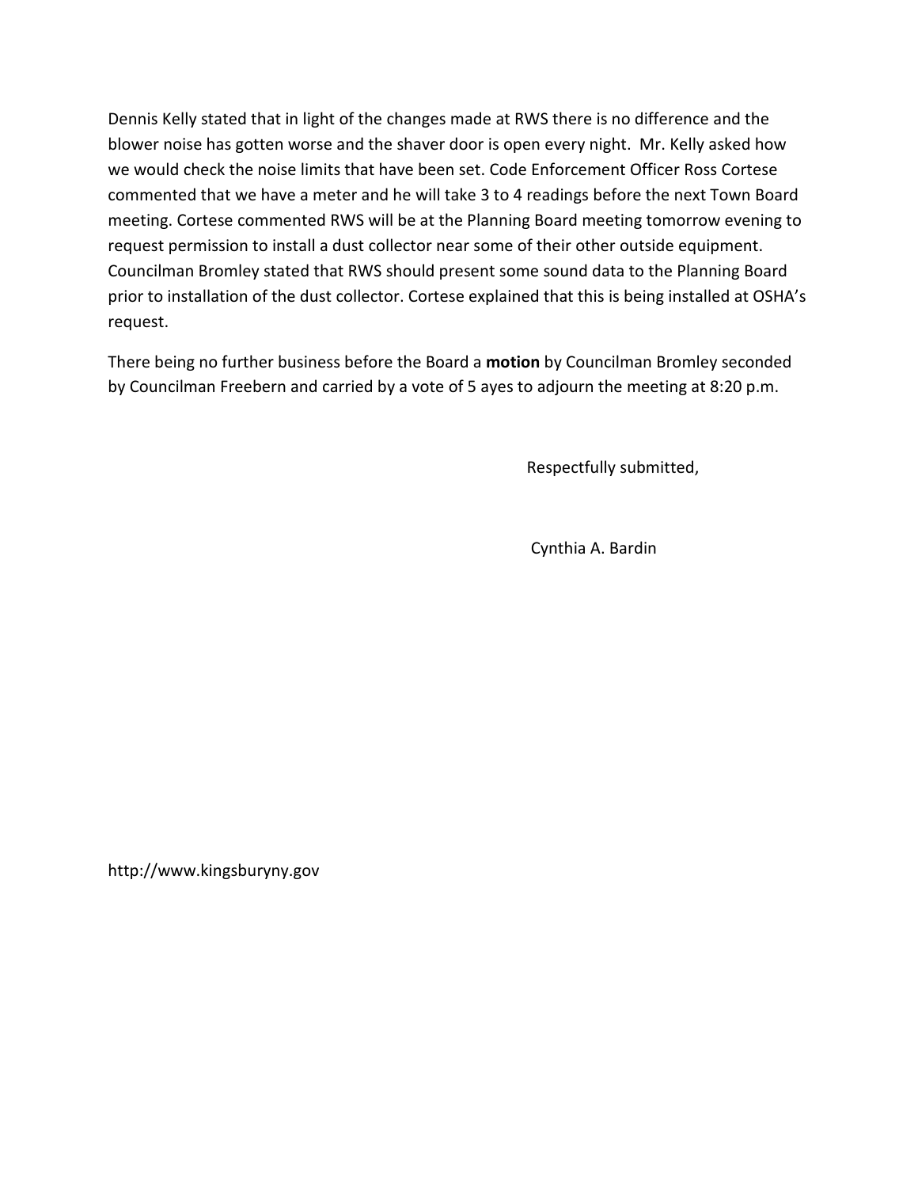Dennis Kelly stated that in light of the changes made at RWS there is no difference and the blower noise has gotten worse and the shaver door is open every night. Mr. Kelly asked how we would check the noise limits that have been set. Code Enforcement Officer Ross Cortese commented that we have a meter and he will take 3 to 4 readings before the next Town Board meeting. Cortese commented RWS will be at the Planning Board meeting tomorrow evening to request permission to install a dust collector near some of their other outside equipment. Councilman Bromley stated that RWS should present some sound data to the Planning Board prior to installation of the dust collector. Cortese explained that this is being installed at OSHA's request.

There being no further business before the Board a **motion** by Councilman Bromley seconded by Councilman Freebern and carried by a vote of 5 ayes to adjourn the meeting at 8:20 p.m.

Respectfully submitted,

Cynthia A. Bardin

http://www.kingsburyny.gov